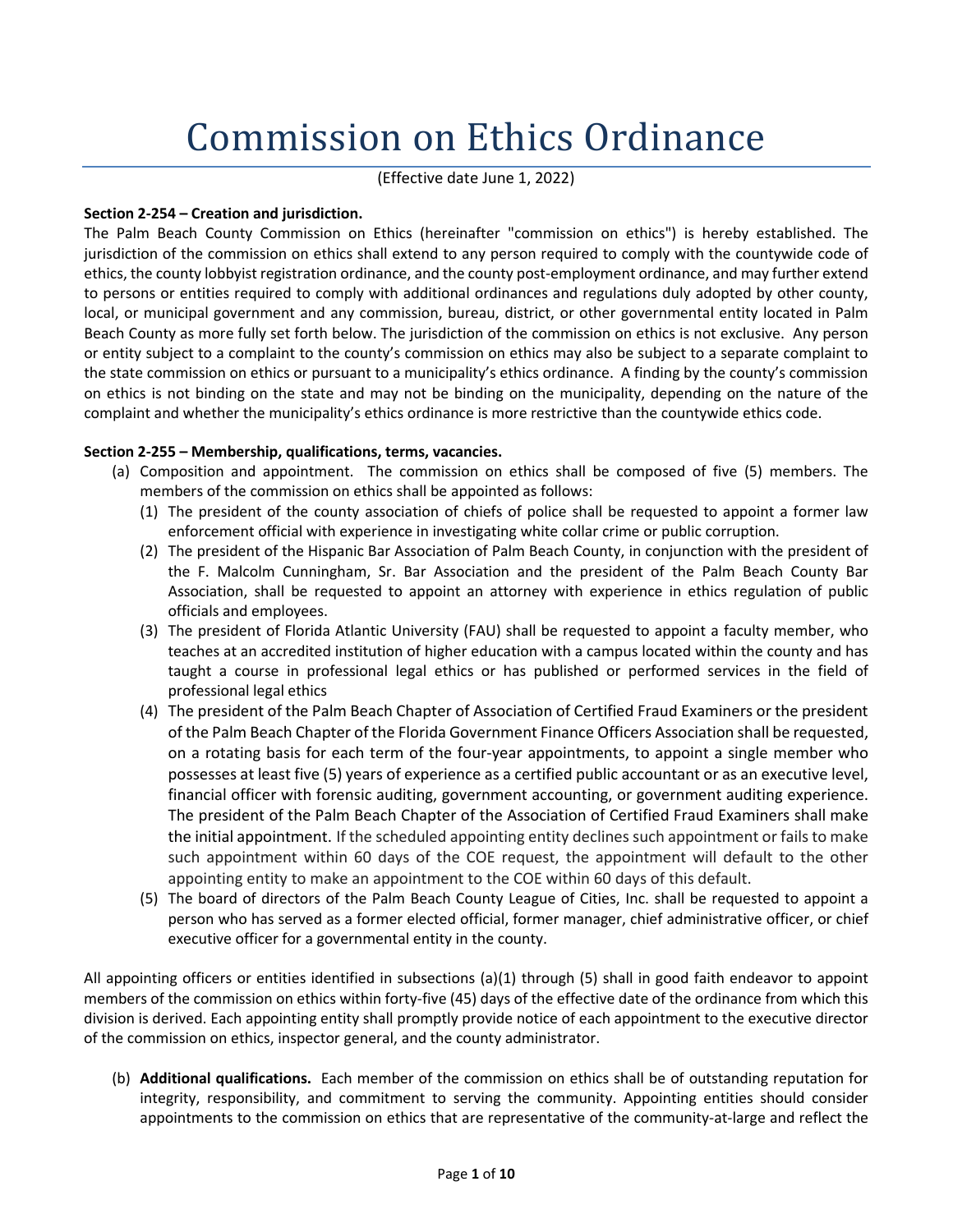# Commission on Ethics Ordinance

(Effective date June 1, 2022)

**Section 2-254 – Creation and jurisdiction.**

The Palm Beach County Commission on Ethics (hereinafter "commission on ethics") is hereby established. The jurisdiction of the commission on ethics shall extend to any person required to comply with the countywide code of ethics, the county lobbyist registration ordinance, and the county post-employment ordinance, and may further extend to persons or entities required to comply with additional ordinances and regulations duly adopted by other county, local, or municipal government and any commission, bureau, district, or other governmental entity located in Palm Beach County as more fully set forth below. The jurisdiction of the commission on ethics is not exclusive. Any person or entity subject to a complaint to the county's commission on ethics may also be subject to a separate complaint to the state commission on ethics or pursuant to a municipality's ethics ordinance. A finding by the county's commission on ethics is not binding on the state and may not be binding on the municipality, depending on the nature of the complaint and whether the municipality's ethics ordinance is more restrictive than the countywide ethics code.

**Section 2-255 – Membership, qualifications, terms, vacancies.**

(a) Composition and appointment. The commission on ethics shall be composed of five (5) members. The members of the commission on ethics shall be appointed as follows:

(1) The president of the county association of chiefs of police shall be requested to appoint a former law enforcement official with experience in investigating white collar crime or public corruption.

(2) The president of the Hispanic Bar Association of Palm Beach County, in conjunction with the president of the F. Malcolm Cunningham, Sr. Bar Association and the president of the Palm Beach County Bar Association, shall be requested to appoint an attorney with experience in ethics regulation of public officials and employees.

(3) The president of Florida Atlantic University (FAU) shall be requested to appoint a faculty member, who teaches at an accredited institution of higher education with a campus located within the county and has taught a course in professional legal ethics or has published or performed services in the field of professional legal ethics

(4) The president of the Palm Beach Chapter of Association of Certified Fraud Examiners or the president of the Palm Beach Chapter of the Florida Government Finance Officers Association shall be requested, on a rotating basis for each term of the four-year appointments, to appoint a single member who possesses at least five (5) years of experience as a certified public accountant or as an executive level, financial officer with forensic auditing, government accounting, or government auditing experience. The president of the Palm Beach Chapter of the Association of Certified Fraud Examiners shall make the initial appointment. If the scheduled appointing entity declines such appointment or fails to make such appointment within 60 days of the COE request, the appointment will default to the other appointing entity to make an appointment to the COE within 60 days of this default.

(5) The board of directors of the Palm Beach County League of Cities, Inc. shall be requested to appoint a person who has served as a former elected official, former manager, chief administrative officer, or chief executive officer for a governmental entity in the county.

All appointing officers or entities identified in subsections (a)(1) through (5) shall in good faith endeavor to appoint members of the commission on ethics within forty-five (45) days of the effective date of the ordinance from which this division is derived. Each appointing entity shall promptly provide notice of each appointment to the executive director of the commission on ethics, inspector general, and the county administrator.

(b) **Additional qualifications.** Each member of the commission on ethics shall be of outstanding reputation for integrity, responsibility, and commitment to serving the community. Appointing entities should consider appointments to the commission on ethics that are representative of the community-at-large and reflect the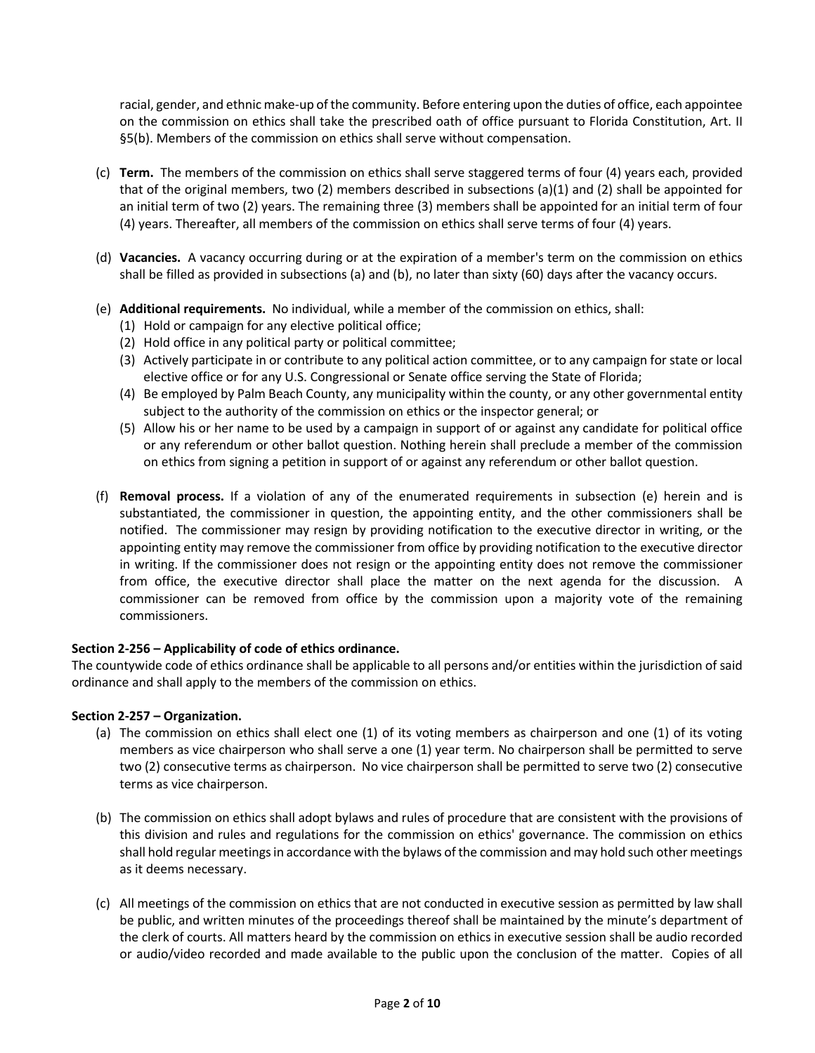racial, gender, and ethnic make-up of the community. Before entering upon the duties of office, each appointee on the commission on ethics shall take the prescribed oath of office pursuant to Florida Constitution, Art. II §5(b). Members of the commission on ethics shall serve without compensation.

(c) **Term.** The members of the commission on ethics shall serve staggered terms of four (4) years each, provided that of the original members, two (2) members described in subsections (a)(1) and (2) shall be appointed for an initial term of two (2) years. The remaining three (3) members shall be appointed for an initial term of four (4) years. Thereafter, all members of the commission on ethics shall serve terms of four (4) years.

(d) **Vacancies.** A vacancy occurring during or at the expiration of a member's term on the commission on ethics shall be filled as provided in subsections (a) and (b), no later than sixty (60) days after the vacancy occurs.

(e) **Additional requirements.** No individual, while a member of the commission on ethics, shall:
   1. (1) Hold or campaign for any elective political office;
   2. (2) Hold office in any political party or political committee;
   3. (3) Actively participate in or contribute to any political action committee, or to any campaign for state or local elective office or for any U.S. Congressional or Senate office serving the State of Florida;
   4. (4) Be employed by Palm Beach County, any municipality within the county, or any other governmental entity subject to the authority of the commission on ethics or the inspector general; or
   5. (5) Allow his or her name to be used by a campaign in support of or against any candidate for political office or any referendum or other ballot question. Nothing herein shall preclude a member of the commission on ethics from signing a petition in support of or against any referendum or other ballot question.

(f) **Removal process.** If a violation of any of the enumerated requirements in subsection (e) herein and is substantiated, the commissioner in question, the appointing entity, and the other commissioners shall be notified. The commissioner may resign by providing notification to the executive director in writing, or the appointing entity may remove the commissioner from office by providing notification to the executive director in writing. If the commissioner does not resign or the appointing entity does not remove the commissioner from office, the executive director shall place the matter on the next agenda for the discussion. A commissioner can be removed from office by the commission upon a majority vote of the remaining commissioners.

**Section 2-256 – Applicability of code of ethics ordinance.**

The countywide code of ethics ordinance shall be applicable to all persons and/or entities within the jurisdiction of said ordinance and shall apply to the members of the commission on ethics.

**Section 2-257 – Organization.**

(a) The commission on ethics shall elect one (1) of its voting members as chairperson and one (1) of its voting members as vice chairperson who shall serve a one (1) year term. No chairperson shall be permitted to serve two (2) consecutive terms as chairperson. No vice chairperson shall be permitted to serve two (2) consecutive terms as vice chairperson.

(b) The commission on ethics shall adopt bylaws and rules of procedure that are consistent with the provisions of this division and rules and regulations for the commission on ethics' governance. The commission on ethics shall hold regular meetings in accordance with the bylaws of the commission and may hold such other meetings as it deems necessary.

(c) All meetings of the commission on ethics that are not conducted in executive session as permitted by law shall be public, and written minutes of the proceedings thereof shall be maintained by the minute's department of the clerk of courts. All matters heard by the commission on ethics in executive session shall be audio recorded or audio/video recorded and made available to the public upon the conclusion of the matter. Copies of all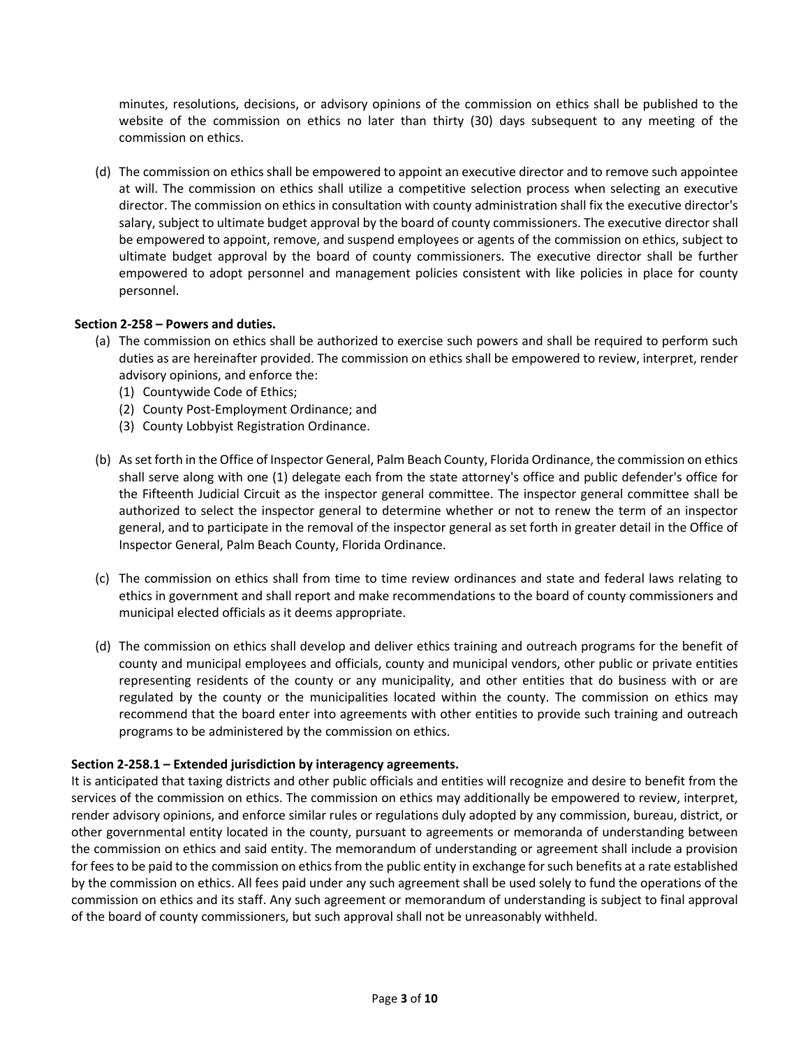minutes, resolutions, decisions, or advisory opinions of the commission on ethics shall be published to the website of the commission on ethics no later than thirty (30) days subsequent to any meeting of the commission on ethics.

(d) The commission on ethics shall be empowered to appoint an executive director and to remove such appointee at will. The commission on ethics shall utilize a competitive selection process when selecting an executive director. The commission on ethics in consultation with county administration shall fix the executive director's salary, subject to ultimate budget approval by the board of county commissioners. The executive director shall be empowered to appoint, remove, and suspend employees or agents of the commission on ethics, subject to ultimate budget approval by the board of county commissioners. The executive director shall be further empowered to adopt personnel and management policies consistent with like policies in place for county personnel.

**Section 2-258 – Powers and duties.**

(a) The commission on ethics shall be authorized to exercise such powers and shall be required to perform such duties as are hereinafter provided. The commission on ethics shall be empowered to review, interpret, render advisory opinions, and enforce the:
   (1) Countywide Code of Ethics;
   (2) County Post-Employment Ordinance; and
   (3) County Lobbyist Registration Ordinance.

(b) As set forth in the Office of Inspector General, Palm Beach County, Florida Ordinance, the commission on ethics shall serve along with one (1) delegate each from the state attorney's office and public defender's office for the Fifteenth Judicial Circuit as the inspector general committee. The inspector general committee shall be authorized to select the inspector general to determine whether or not to renew the term of an inspector general, and to participate in the removal of the inspector general as set forth in greater detail in the Office of Inspector General, Palm Beach County, Florida Ordinance.

(c) The commission on ethics shall from time to time review ordinances and state and federal laws relating to ethics in government and shall report and make recommendations to the board of county commissioners and municipal elected officials as it deems appropriate.

(d) The commission on ethics shall develop and deliver ethics training and outreach programs for the benefit of county and municipal employees and officials, county and municipal vendors, other public or private entities representing residents of the county or any municipality, and other entities that do business with or are regulated by the county or the municipalities located within the county. The commission on ethics may recommend that the board enter into agreements with other entities to provide such training and outreach programs to be administered by the commission on ethics.

**Section 2-258.1 – Extended jurisdiction by interagency agreements.**

It is anticipated that taxing districts and other public officials and entities will recognize and desire to benefit from the services of the commission on ethics. The commission on ethics may additionally be empowered to review, interpret, render advisory opinions, and enforce similar rules or regulations duly adopted by any commission, bureau, district, or other governmental entity located in the county, pursuant to agreements or memoranda of understanding between the commission on ethics and said entity. The memorandum of understanding or agreement shall include a provision for fees to be paid to the commission on ethics from the public entity in exchange for such benefits at a rate established by the commission on ethics. All fees paid under any such agreement shall be used solely to fund the operations of the commission on ethics and its staff. Any such agreement or memorandum of understanding is subject to final approval of the board of county commissioners, but such approval shall not be unreasonably withheld.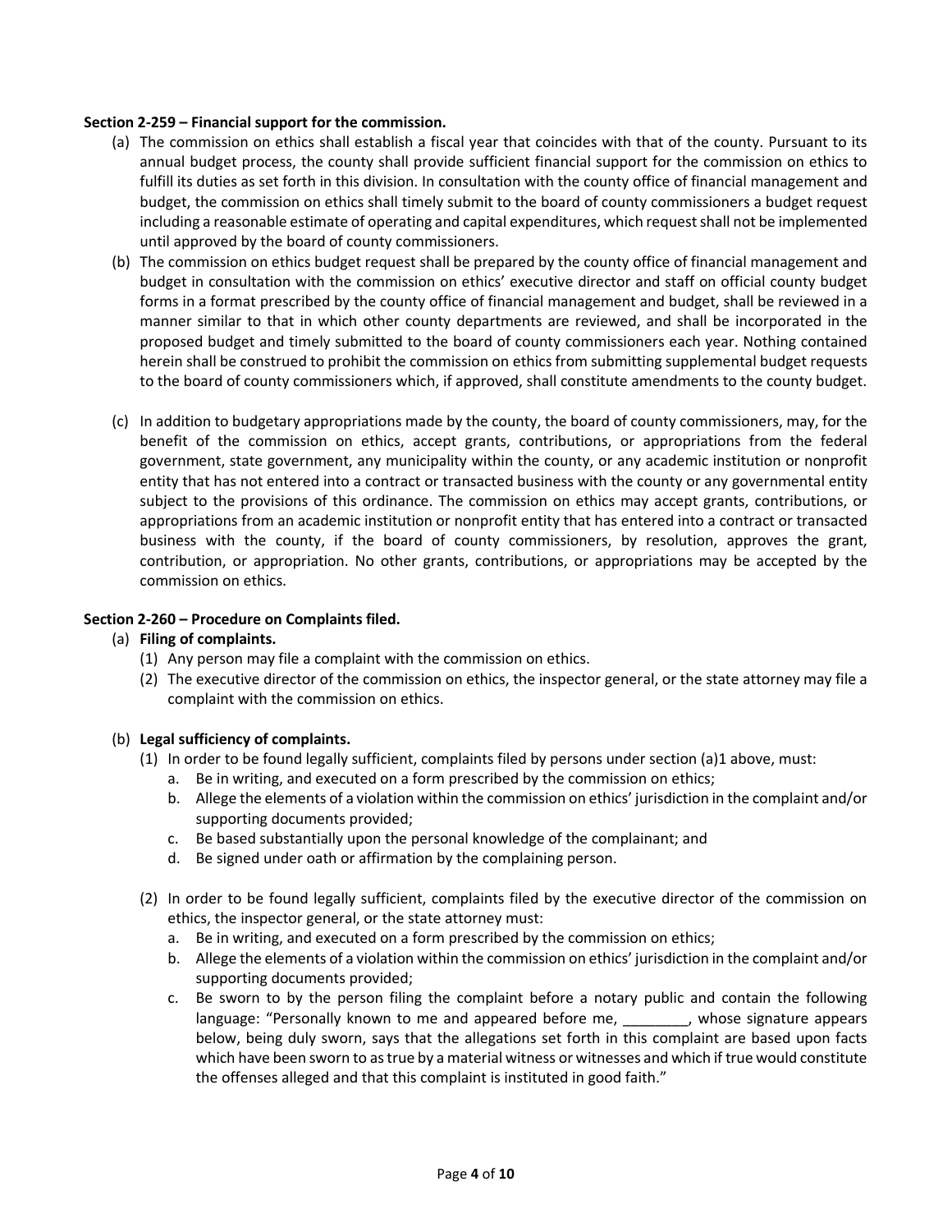**Section 2-259 – Financial support for the commission.**

(a) The commission on ethics shall establish a fiscal year that coincides with that of the county. Pursuant to its annual budget process, the county shall provide sufficient financial support for the commission on ethics to fulfill its duties as set forth in this division. In consultation with the county office of financial management and budget, the commission on ethics shall timely submit to the board of county commissioners a budget request including a reasonable estimate of operating and capital expenditures, which request shall not be implemented until approved by the board of county commissioners.

(b) The commission on ethics budget request shall be prepared by the county office of financial management and budget in consultation with the commission on ethics' executive director and staff on official county budget forms in a format prescribed by the county office of financial management and budget, shall be reviewed in a manner similar to that in which other county departments are reviewed, and shall be incorporated in the proposed budget and timely submitted to the board of county commissioners each year. Nothing contained herein shall be construed to prohibit the commission on ethics from submitting supplemental budget requests to the board of county commissioners which, if approved, shall constitute amendments to the county budget.

(c) In addition to budgetary appropriations made by the county, the board of county commissioners, may, for the benefit of the commission on ethics, accept grants, contributions, or appropriations from the federal government, state government, any municipality within the county, or any academic institution or nonprofit entity that has not entered into a contract or transacted business with the county or any governmental entity subject to the provisions of this ordinance. The commission on ethics may accept grants, contributions, or appropriations from an academic institution or nonprofit entity that has entered into a contract or transacted business with the county, if the board of county commissioners, by resolution, approves the grant, contribution, or appropriation. No other grants, contributions, or appropriations may be accepted by the commission on ethics.

**Section 2-260 – Procedure on Complaints filed.**

(a) **Filing of complaints.**

(1) Any person may file a complaint with the commission on ethics.

(2) The executive director of the commission on ethics, the inspector general, or the state attorney may file a complaint with the commission on ethics.

(b) **Legal sufficiency of complaints.**

(1) In order to be found legally sufficient, complaints filed by persons under section (a)1 above, must:

a. Be in writing, and executed on a form prescribed by the commission on ethics;

b. Allege the elements of a violation within the commission on ethics' jurisdiction in the complaint and/or supporting documents provided;

c. Be based substantially upon the personal knowledge of the complainant; and

d. Be signed under oath or affirmation by the complaining person.

(2) In order to be found legally sufficient, complaints filed by the executive director of the commission on ethics, the inspector general, or the state attorney must:

a. Be in writing, and executed on a form prescribed by the commission on ethics;

b. Allege the elements of a violation within the commission on ethics' jurisdiction in the complaint and/or supporting documents provided;

c. Be sworn to by the person filing the complaint before a notary public and contain the following language: "Personally known to me and appeared before me, ________, whose signature appears below, being duly sworn, says that the allegations set forth in this complaint are based upon facts which have been sworn to as true by a material witness or witnesses and which if true would constitute the offenses alleged and that this complaint is instituted in good faith."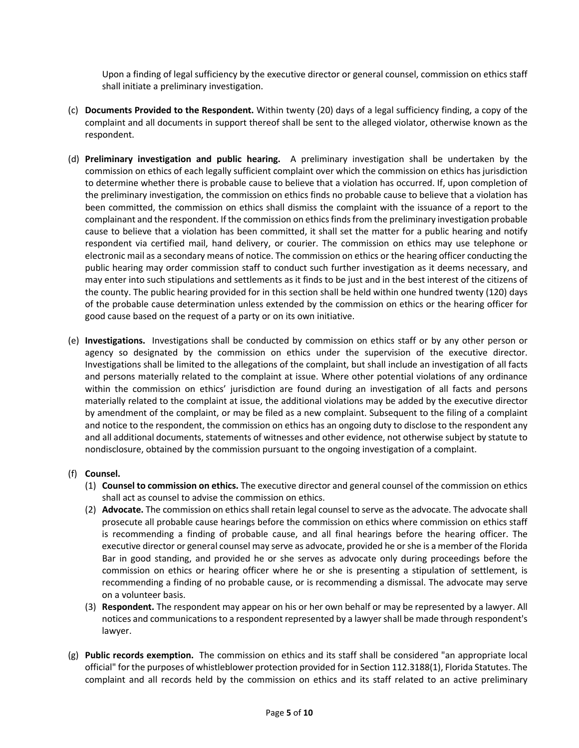Upon a finding of legal sufficiency by the executive director or general counsel, commission on ethics staff shall initiate a preliminary investigation.

(c) **Documents Provided to the Respondent.** Within twenty (20) days of a legal sufficiency finding, a copy of the complaint and all documents in support thereof shall be sent to the alleged violator, otherwise known as the respondent.

(d) **Preliminary investigation and public hearing.** A preliminary investigation shall be undertaken by the commission on ethics of each legally sufficient complaint over which the commission on ethics has jurisdiction to determine whether there is probable cause to believe that a violation has occurred. If, upon completion of the preliminary investigation, the commission on ethics finds no probable cause to believe that a violation has been committed, the commission on ethics shall dismiss the complaint with the issuance of a report to the complainant and the respondent. If the commission on ethics finds from the preliminary investigation probable cause to believe that a violation has been committed, it shall set the matter for a public hearing and notify respondent via certified mail, hand delivery, or courier. The commission on ethics may use telephone or electronic mail as a secondary means of notice. The commission on ethics or the hearing officer conducting the public hearing may order commission staff to conduct such further investigation as it deems necessary, and may enter into such stipulations and settlements as it finds to be just and in the best interest of the citizens of the county. The public hearing provided for in this section shall be held within one hundred twenty (120) days of the probable cause determination unless extended by the commission on ethics or the hearing officer for good cause based on the request of a party or on its own initiative.

(e) **Investigations.** Investigations shall be conducted by commission on ethics staff or by any other person or agency so designated by the commission on ethics under the supervision of the executive director. Investigations shall be limited to the allegations of the complaint, but shall include an investigation of all facts and persons materially related to the complaint at issue. Where other potential violations of any ordinance within the commission on ethics' jurisdiction are found during an investigation of all facts and persons materially related to the complaint at issue, the additional violations may be added by the executive director by amendment of the complaint, or may be filed as a new complaint. Subsequent to the filing of a complaint and notice to the respondent, the commission on ethics has an ongoing duty to disclose to the respondent any and all additional documents, statements of witnesses and other evidence, not otherwise subject by statute to nondisclosure, obtained by the commission pursuant to the ongoing investigation of a complaint.

(f) **Counsel.**

(1) **Counsel to commission on ethics.** The executive director and general counsel of the commission on ethics shall act as counsel to advise the commission on ethics.

(2) **Advocate.** The commission on ethics shall retain legal counsel to serve as the advocate. The advocate shall prosecute all probable cause hearings before the commission on ethics where commission on ethics staff is recommending a finding of probable cause, and all final hearings before the hearing officer. The executive director or general counsel may serve as advocate, provided he or she is a member of the Florida Bar in good standing, and provided he or she serves as advocate only during proceedings before the commission on ethics or hearing officer where he or she is presenting a stipulation of settlement, is recommending a finding of no probable cause, or is recommending a dismissal. The advocate may serve on a volunteer basis.

(3) **Respondent.** The respondent may appear on his or her own behalf or may be represented by a lawyer. All notices and communications to a respondent represented by a lawyer shall be made through respondent's lawyer.

(g) **Public records exemption.** The commission on ethics and its staff shall be considered "an appropriate local official" for the purposes of whistleblower protection provided for in Section 112.3188(1), Florida Statutes. The complaint and all records held by the commission on ethics and its staff related to an active preliminary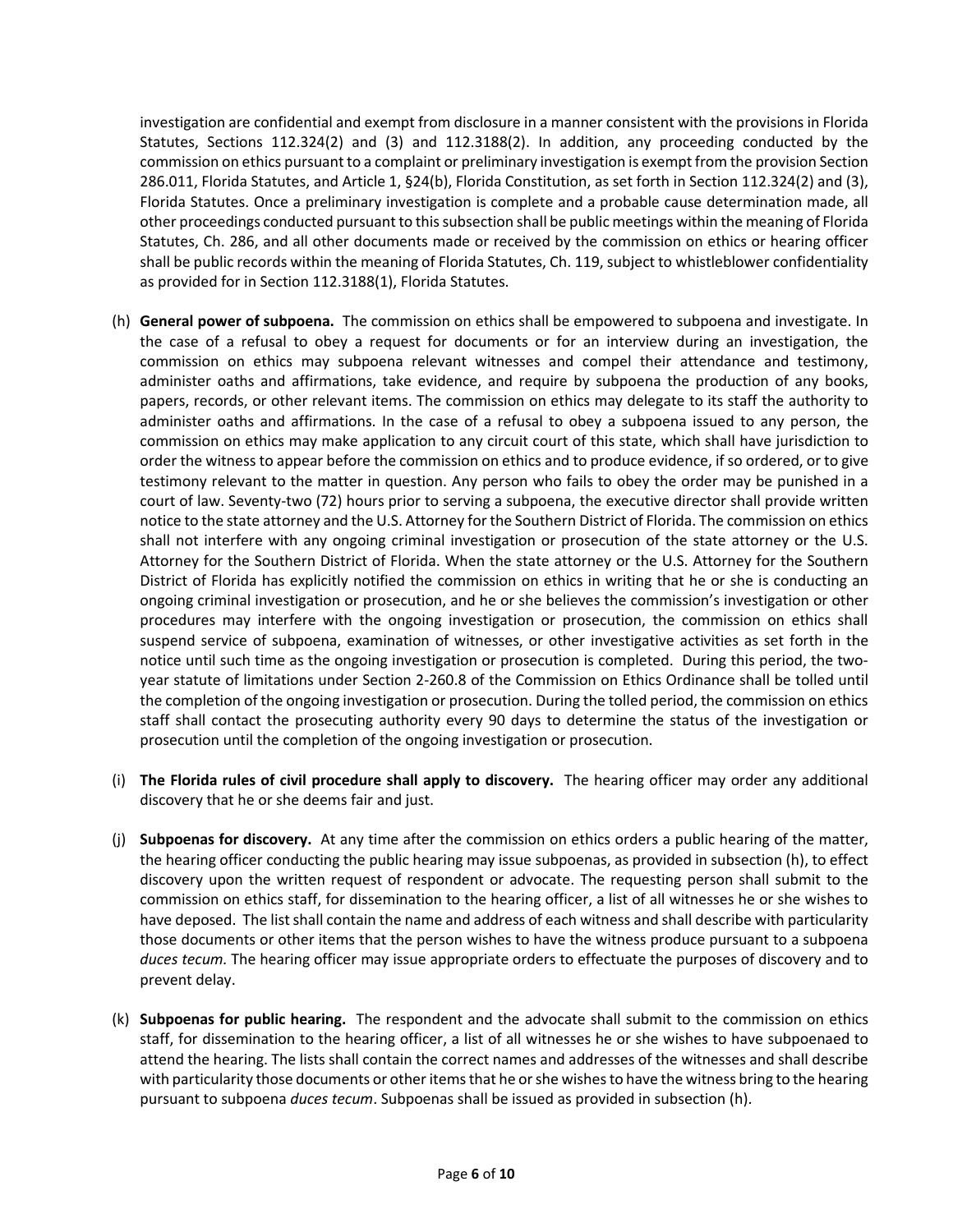investigation are confidential and exempt from disclosure in a manner consistent with the provisions in Florida Statutes, Sections 112.324(2) and (3) and 112.3188(2). In addition, any proceeding conducted by the commission on ethics pursuant to a complaint or preliminary investigation is exempt from the provision Section 286.011, Florida Statutes, and Article 1, §24(b), Florida Constitution, as set forth in Section 112.324(2) and (3), Florida Statutes. Once a preliminary investigation is complete and a probable cause determination made, all other proceedings conducted pursuant to this subsection shall be public meetings within the meaning of Florida Statutes, Ch. 286, and all other documents made or received by the commission on ethics or hearing officer shall be public records within the meaning of Florida Statutes, Ch. 119, subject to whistleblower confidentiality as provided for in Section 112.3188(1), Florida Statutes.

(h) **General power of subpoena.** The commission on ethics shall be empowered to subpoena and investigate. In the case of a refusal to obey a request for documents or for an interview during an investigation, the commission on ethics may subpoena relevant witnesses and compel their attendance and testimony, administer oaths and affirmations, take evidence, and require by subpoena the production of any books, papers, records, or other relevant items. The commission on ethics may delegate to its staff the authority to administer oaths and affirmations. In the case of a refusal to obey a subpoena issued to any person, the commission on ethics may make application to any circuit court of this state, which shall have jurisdiction to order the witness to appear before the commission on ethics and to produce evidence, if so ordered, or to give testimony relevant to the matter in question. Any person who fails to obey the order may be punished in a court of law. Seventy-two (72) hours prior to serving a subpoena, the executive director shall provide written notice to the state attorney and the U.S. Attorney for the Southern District of Florida. The commission on ethics shall not interfere with any ongoing criminal investigation or prosecution of the state attorney or the U.S. Attorney for the Southern District of Florida. When the state attorney or the U.S. Attorney for the Southern District of Florida has explicitly notified the commission on ethics in writing that he or she is conducting an ongoing criminal investigation or prosecution, and he or she believes the commission's investigation or other procedures may interfere with the ongoing investigation or prosecution, the commission on ethics shall suspend service of subpoena, examination of witnesses, or other investigative activities as set forth in the notice until such time as the ongoing investigation or prosecution is completed. During this period, the two-year statute of limitations under Section 2-260.8 of the Commission on Ethics Ordinance shall be tolled until the completion of the ongoing investigation or prosecution. During the tolled period, the commission on ethics staff shall contact the prosecuting authority every 90 days to determine the status of the investigation or prosecution until the completion of the ongoing investigation or prosecution.

(i) **The Florida rules of civil procedure shall apply to discovery.** The hearing officer may order any additional discovery that he or she deems fair and just.

(j) **Subpoenas for discovery.** At any time after the commission on ethics orders a public hearing of the matter, the hearing officer conducting the public hearing may issue subpoenas, as provided in subsection (h), to effect discovery upon the written request of respondent or advocate. The requesting person shall submit to the commission on ethics staff, for dissemination to the hearing officer, a list of all witnesses he or she wishes to have deposed. The list shall contain the name and address of each witness and shall describe with particularity those documents or other items that the person wishes to have the witness produce pursuant to a subpoena *duces tecum*. The hearing officer may issue appropriate orders to effectuate the purposes of discovery and to prevent delay.

(k) **Subpoenas for public hearing.** The respondent and the advocate shall submit to the commission on ethics staff, for dissemination to the hearing officer, a list of all witnesses he or she wishes to have subpoenaed to attend the hearing. The lists shall contain the correct names and addresses of the witnesses and shall describe with particularity those documents or other items that he or she wishes to have the witness bring to the hearing pursuant to subpoena *duces tecum*. Subpoenas shall be issued as provided in subsection (h).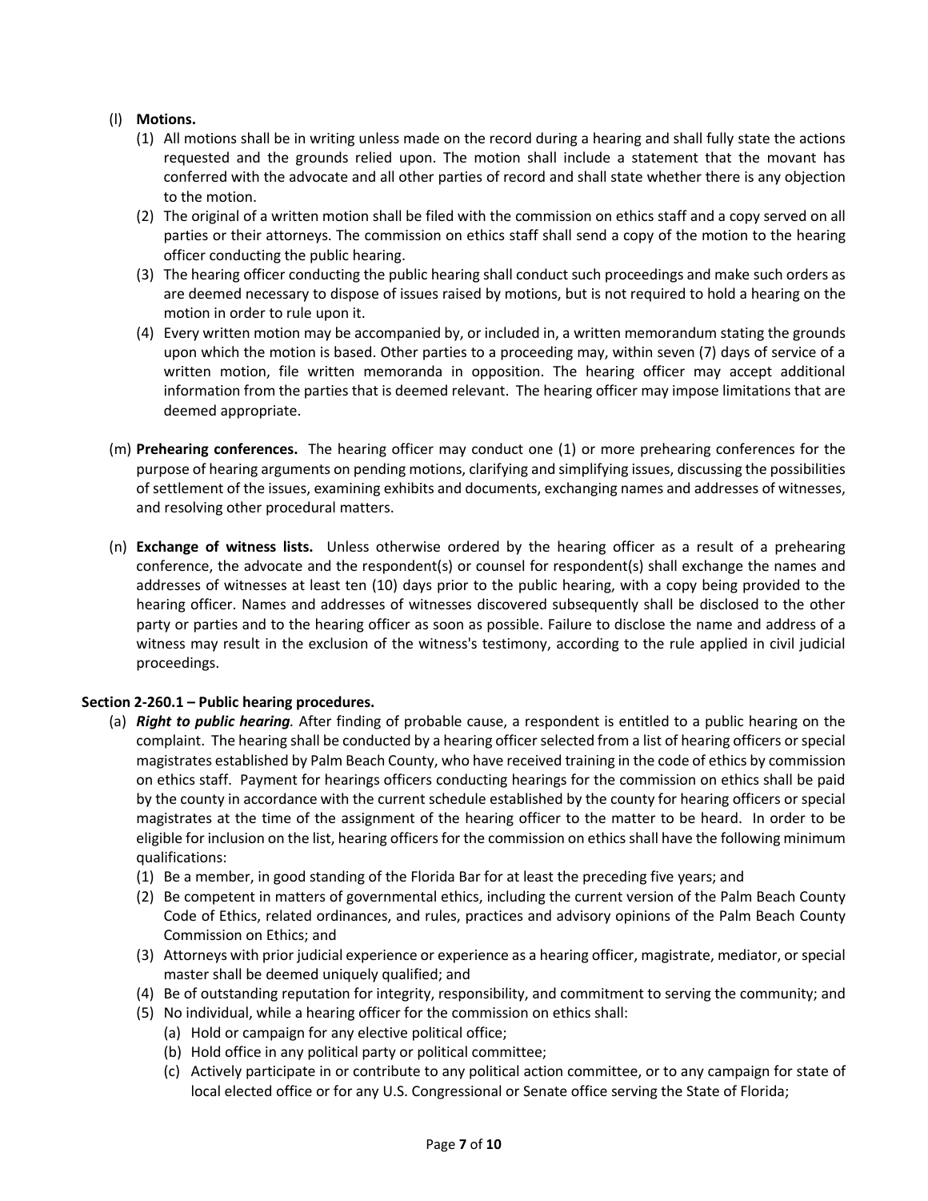(l) **Motions.**

(1) All motions shall be in writing unless made on the record during a hearing and shall fully state the actions requested and the grounds relied upon. The motion shall include a statement that the movant has conferred with the advocate and all other parties of record and shall state whether there is any objection to the motion.

(2) The original of a written motion shall be filed with the commission on ethics staff and a copy served on all parties or their attorneys. The commission on ethics staff shall send a copy of the motion to the hearing officer conducting the public hearing.

(3) The hearing officer conducting the public hearing shall conduct such proceedings and make such orders as are deemed necessary to dispose of issues raised by motions, but is not required to hold a hearing on the motion in order to rule upon it.

(4) Every written motion may be accompanied by, or included in, a written memorandum stating the grounds upon which the motion is based. Other parties to a proceeding may, within seven (7) days of service of a written motion, file written memoranda in opposition. The hearing officer may accept additional information from the parties that is deemed relevant. The hearing officer may impose limitations that are deemed appropriate.

(m) **Prehearing conferences.** The hearing officer may conduct one (1) or more prehearing conferences for the purpose of hearing arguments on pending motions, clarifying and simplifying issues, discussing the possibilities of settlement of the issues, examining exhibits and documents, exchanging names and addresses of witnesses, and resolving other procedural matters.

(n) **Exchange of witness lists.** Unless otherwise ordered by the hearing officer as a result of a prehearing conference, the advocate and the respondent(s) or counsel for respondent(s) shall exchange the names and addresses of witnesses at least ten (10) days prior to the public hearing, with a copy being provided to the hearing officer. Names and addresses of witnesses discovered subsequently shall be disclosed to the other party or parties and to the hearing officer as soon as possible. Failure to disclose the name and address of a witness may result in the exclusion of the witness's testimony, according to the rule applied in civil judicial proceedings.

### Section 2-260.1 – Public hearing procedures.

(a) ***Right to public hearing***. After finding of probable cause, a respondent is entitled to a public hearing on the complaint. The hearing shall be conducted by a hearing officer selected from a list of hearing officers or special magistrates established by Palm Beach County, who have received training in the code of ethics by commission on ethics staff. Payment for hearings officers conducting hearings for the commission on ethics shall be paid by the county in accordance with the current schedule established by the county for hearing officers or special magistrates at the time of the assignment of the hearing officer to the matter to be heard. In order to be eligible for inclusion on the list, hearing officers for the commission on ethics shall have the following minimum qualifications:

(1) Be a member, in good standing of the Florida Bar for at least the preceding five years; and

(2) Be competent in matters of governmental ethics, including the current version of the Palm Beach County Code of Ethics, related ordinances, and rules, practices and advisory opinions of the Palm Beach County Commission on Ethics; and

(3) Attorneys with prior judicial experience or experience as a hearing officer, magistrate, mediator, or special master shall be deemed uniquely qualified; and

(4) Be of outstanding reputation for integrity, responsibility, and commitment to serving the community; and

(5) No individual, while a hearing officer for the commission on ethics shall:

(a) Hold or campaign for any elective political office;

(b) Hold office in any political party or political committee;

(c) Actively participate in or contribute to any political action committee, or to any campaign for state of local elected office or for any U.S. Congressional or Senate office serving the State of Florida;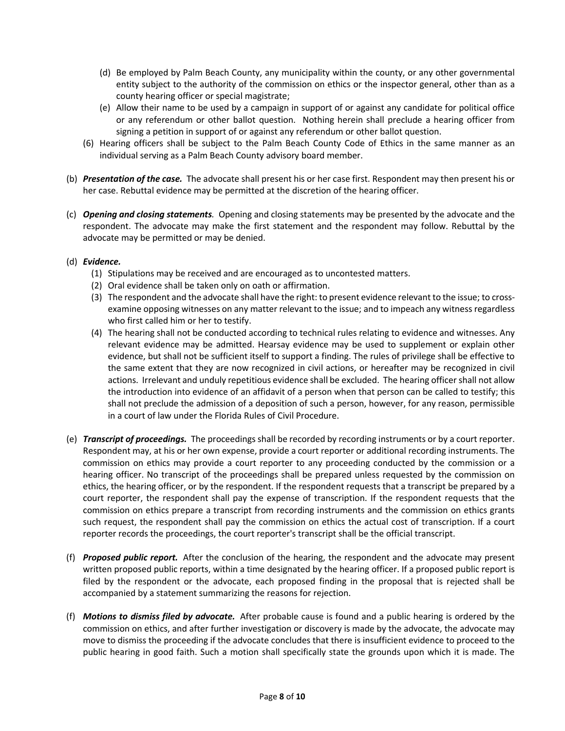(d) Be employed by Palm Beach County, any municipality within the county, or any other governmental entity subject to the authority of the commission on ethics or the inspector general, other than as a county hearing officer or special magistrate;

(e) Allow their name to be used by a campaign in support of or against any candidate for political office or any referendum or other ballot question. Nothing herein shall preclude a hearing officer from signing a petition in support of or against any referendum or other ballot question.

(6) Hearing officers shall be subject to the Palm Beach County Code of Ethics in the same manner as an individual serving as a Palm Beach County advisory board member.

(b) ***Presentation of the case.*** The advocate shall present his or her case first. Respondent may then present his or her case. Rebuttal evidence may be permitted at the discretion of the hearing officer.

(c) ***Opening and closing statements.*** Opening and closing statements may be presented by the advocate and the respondent. The advocate may make the first statement and the respondent may follow. Rebuttal by the advocate may be permitted or may be denied.

(d) ***Evidence.***

(1) Stipulations may be received and are encouraged as to uncontested matters.

(2) Oral evidence shall be taken only on oath or affirmation.

(3) The respondent and the advocate shall have the right: to present evidence relevant to the issue; to cross-examine opposing witnesses on any matter relevant to the issue; and to impeach any witness regardless who first called him or her to testify.

(4) The hearing shall not be conducted according to technical rules relating to evidence and witnesses. Any relevant evidence may be admitted. Hearsay evidence may be used to supplement or explain other evidence, but shall not be sufficient itself to support a finding. The rules of privilege shall be effective to the same extent that they are now recognized in civil actions, or hereafter may be recognized in civil actions. Irrelevant and unduly repetitious evidence shall be excluded. The hearing officer shall not allow the introduction into evidence of an affidavit of a person when that person can be called to testify; this shall not preclude the admission of a deposition of such a person, however, for any reason, permissible in a court of law under the Florida Rules of Civil Procedure.

(e) ***Transcript of proceedings.*** The proceedings shall be recorded by recording instruments or by a court reporter. Respondent may, at his or her own expense, provide a court reporter or additional recording instruments. The commission on ethics may provide a court reporter to any proceeding conducted by the commission or a hearing officer. No transcript of the proceedings shall be prepared unless requested by the commission on ethics, the hearing officer, or by the respondent. If the respondent requests that a transcript be prepared by a court reporter, the respondent shall pay the expense of transcription. If the respondent requests that the commission on ethics prepare a transcript from recording instruments and the commission on ethics grants such request, the respondent shall pay the commission on ethics the actual cost of transcription. If a court reporter records the proceedings, the court reporter's transcript shall be the official transcript.

(f) ***Proposed public report.*** After the conclusion of the hearing, the respondent and the advocate may present written proposed public reports, within a time designated by the hearing officer. If a proposed public report is filed by the respondent or the advocate, each proposed finding in the proposal that is rejected shall be accompanied by a statement summarizing the reasons for rejection.

(f) ***Motions to dismiss filed by advocate.*** After probable cause is found and a public hearing is ordered by the commission on ethics, and after further investigation or discovery is made by the advocate, the advocate may move to dismiss the proceeding if the advocate concludes that there is insufficient evidence to proceed to the public hearing in good faith. Such a motion shall specifically state the grounds upon which it is made. The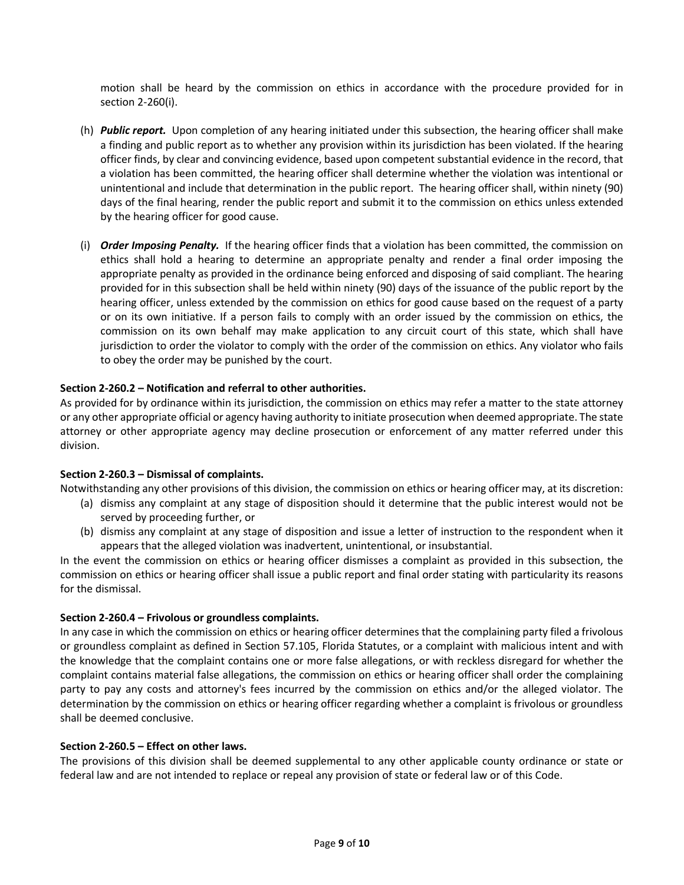motion shall be heard by the commission on ethics in accordance with the procedure provided for in section 2-260(i).

(h) ***Public report.*** Upon completion of any hearing initiated under this subsection, the hearing officer shall make a finding and public report as to whether any provision within its jurisdiction has been violated. If the hearing officer finds, by clear and convincing evidence, based upon competent substantial evidence in the record, that a violation has been committed, the hearing officer shall determine whether the violation was intentional or unintentional and include that determination in the public report. The hearing officer shall, within ninety (90) days of the final hearing, render the public report and submit it to the commission on ethics unless extended by the hearing officer for good cause.

(i) ***Order Imposing Penalty.*** If the hearing officer finds that a violation has been committed, the commission on ethics shall hold a hearing to determine an appropriate penalty and render a final order imposing the appropriate penalty as provided in the ordinance being enforced and disposing of said compliant. The hearing provided for in this subsection shall be held within ninety (90) days of the issuance of the public report by the hearing officer, unless extended by the commission on ethics for good cause based on the request of a party or on its own initiative. If a person fails to comply with an order issued by the commission on ethics, the commission on its own behalf may make application to any circuit court of this state, which shall have jurisdiction to order the violator to comply with the order of the commission on ethics. Any violator who fails to obey the order may be punished by the court.

**Section 2-260.2 – Notification and referral to other authorities.**

As provided for by ordinance within its jurisdiction, the commission on ethics may refer a matter to the state attorney or any other appropriate official or agency having authority to initiate prosecution when deemed appropriate. The state attorney or other appropriate agency may decline prosecution or enforcement of any matter referred under this division.

**Section 2-260.3 – Dismissal of complaints.**

Notwithstanding any other provisions of this division, the commission on ethics or hearing officer may, at its discretion:

(a) dismiss any complaint at any stage of disposition should it determine that the public interest would not be served by proceeding further, or

(b) dismiss any complaint at any stage of disposition and issue a letter of instruction to the respondent when it appears that the alleged violation was inadvertent, unintentional, or insubstantial.

In the event the commission on ethics or hearing officer dismisses a complaint as provided in this subsection, the commission on ethics or hearing officer shall issue a public report and final order stating with particularity its reasons for the dismissal.

**Section 2-260.4 – Frivolous or groundless complaints.**

In any case in which the commission on ethics or hearing officer determines that the complaining party filed a frivolous or groundless complaint as defined in Section 57.105, Florida Statutes, or a complaint with malicious intent and with the knowledge that the complaint contains one or more false allegations, or with reckless disregard for whether the complaint contains material false allegations, the commission on ethics or hearing officer shall order the complaining party to pay any costs and attorney's fees incurred by the commission on ethics and/or the alleged violator. The determination by the commission on ethics or hearing officer regarding whether a complaint is frivolous or groundless shall be deemed conclusive.

**Section 2-260.5 – Effect on other laws.**

The provisions of this division shall be deemed supplemental to any other applicable county ordinance or state or federal law and are not intended to replace or repeal any provision of state or federal law or of this Code.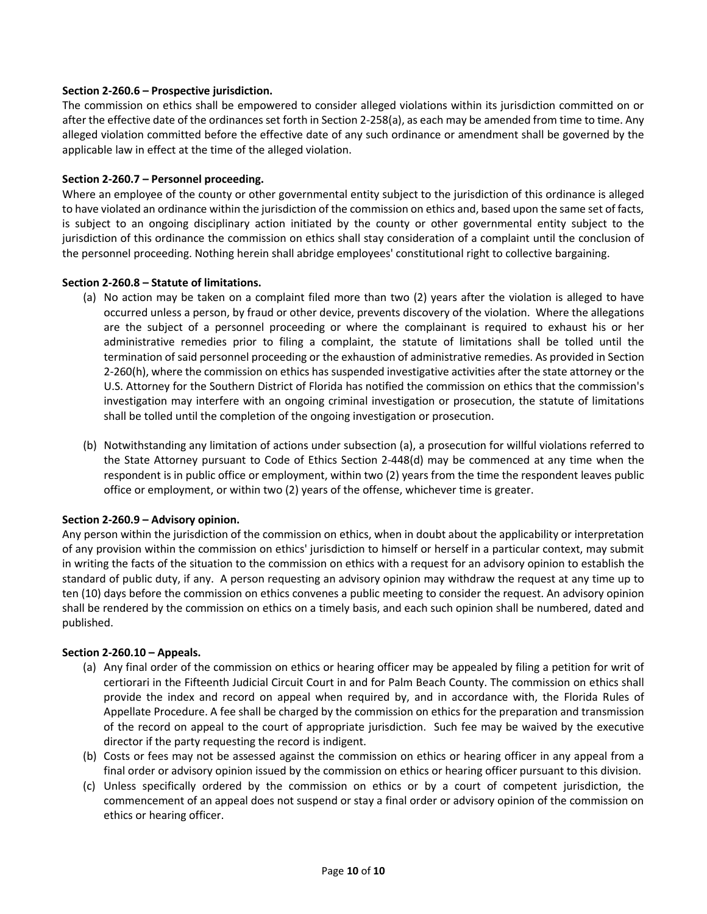**Section 2-260.6 – Prospective jurisdiction.**

The commission on ethics shall be empowered to consider alleged violations within its jurisdiction committed on or after the effective date of the ordinances set forth in Section 2-258(a), as each may be amended from time to time. Any alleged violation committed before the effective date of any such ordinance or amendment shall be governed by the applicable law in effect at the time of the alleged violation.

**Section 2-260.7 – Personnel proceeding.**

Where an employee of the county or other governmental entity subject to the jurisdiction of this ordinance is alleged to have violated an ordinance within the jurisdiction of the commission on ethics and, based upon the same set of facts, is subject to an ongoing disciplinary action initiated by the county or other governmental entity subject to the jurisdiction of this ordinance the commission on ethics shall stay consideration of a complaint until the conclusion of the personnel proceeding. Nothing herein shall abridge employees' constitutional right to collective bargaining.

**Section 2-260.8 – Statute of limitations.**

(a) No action may be taken on a complaint filed more than two (2) years after the violation is alleged to have occurred unless a person, by fraud or other device, prevents discovery of the violation. Where the allegations are the subject of a personnel proceeding or where the complainant is required to exhaust his or her administrative remedies prior to filing a complaint, the statute of limitations shall be tolled until the termination of said personnel proceeding or the exhaustion of administrative remedies. As provided in Section 2-260(h), where the commission on ethics has suspended investigative activities after the state attorney or the U.S. Attorney for the Southern District of Florida has notified the commission on ethics that the commission's investigation may interfere with an ongoing criminal investigation or prosecution, the statute of limitations shall be tolled until the completion of the ongoing investigation or prosecution.

(b) Notwithstanding any limitation of actions under subsection (a), a prosecution for willful violations referred to the State Attorney pursuant to Code of Ethics Section 2-448(d) may be commenced at any time when the respondent is in public office or employment, within two (2) years from the time the respondent leaves public office or employment, or within two (2) years of the offense, whichever time is greater.

**Section 2-260.9 – Advisory opinion.**

Any person within the jurisdiction of the commission on ethics, when in doubt about the applicability or interpretation of any provision within the commission on ethics' jurisdiction to himself or herself in a particular context, may submit in writing the facts of the situation to the commission on ethics with a request for an advisory opinion to establish the standard of public duty, if any. A person requesting an advisory opinion may withdraw the request at any time up to ten (10) days before the commission on ethics convenes a public meeting to consider the request. An advisory opinion shall be rendered by the commission on ethics on a timely basis, and each such opinion shall be numbered, dated and published.

**Section 2-260.10 – Appeals.**

(a) Any final order of the commission on ethics or hearing officer may be appealed by filing a petition for writ of certiorari in the Fifteenth Judicial Circuit Court in and for Palm Beach County. The commission on ethics shall provide the index and record on appeal when required by, and in accordance with, the Florida Rules of Appellate Procedure. A fee shall be charged by the commission on ethics for the preparation and transmission of the record on appeal to the court of appropriate jurisdiction. Such fee may be waived by the executive director if the party requesting the record is indigent.

(b) Costs or fees may not be assessed against the commission on ethics or hearing officer in any appeal from a final order or advisory opinion issued by the commission on ethics or hearing officer pursuant to this division.

(c) Unless specifically ordered by the commission on ethics or by a court of competent jurisdiction, the commencement of an appeal does not suspend or stay a final order or advisory opinion of the commission on ethics or hearing officer.